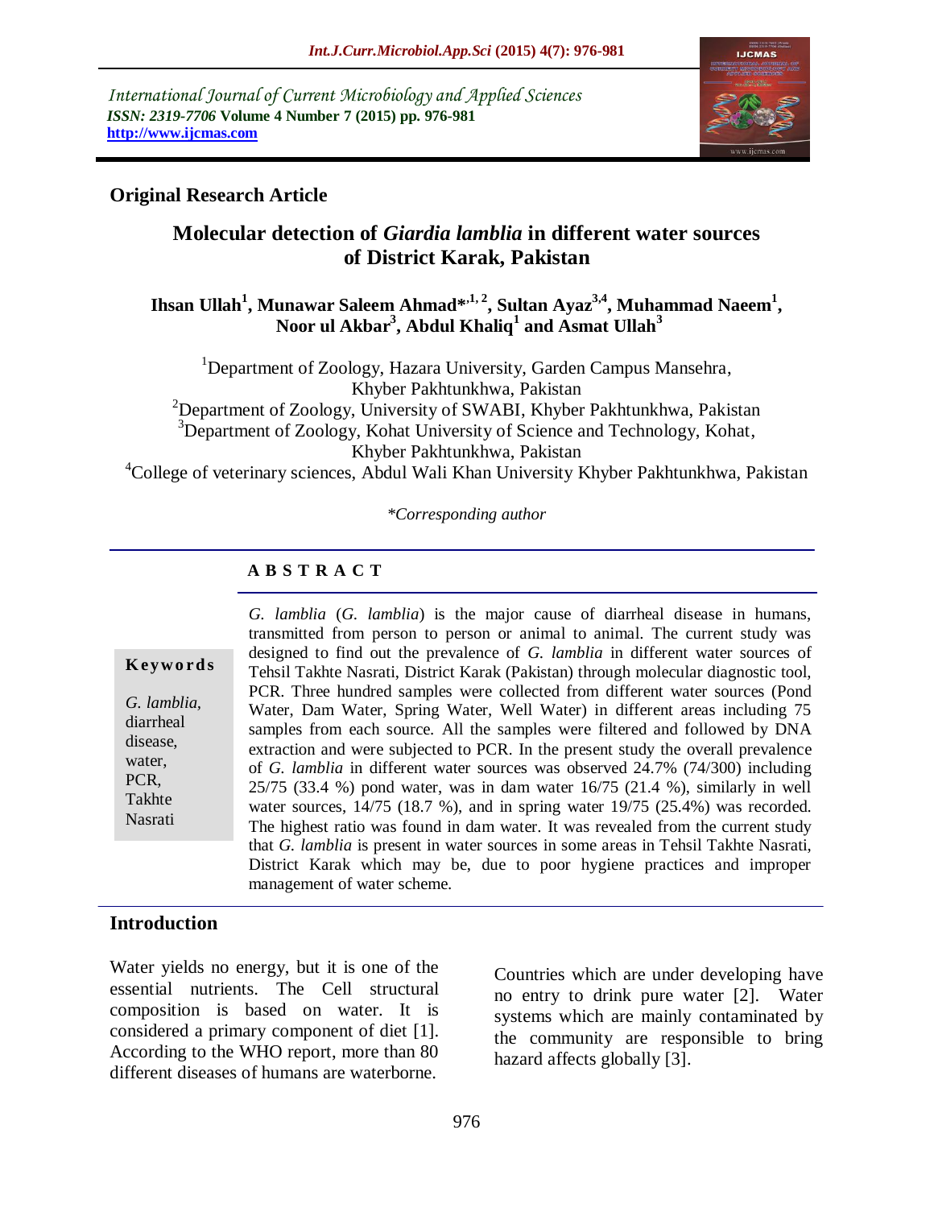International Journal of Current Microbiology and Applied Sciences
*ISSN: 2319-7706* **Volume 4 Number 7 (2015) pp. 976-981**
**http://www.ijcmas.com**

**Original Research Article**

# Molecular detection of *Giardia lamblia* in different water sources of District Karak, Pakistan

**Ihsan Ullah[1], Munawar Saleem Ahmad*[,1,2], Sultan Ayaz[3,4], Muhammad Naeem[1], Noor ul Akbar[3], Abdul Khaliq[1] and Asmat Ullah[3]**

[1]Department of Zoology, Hazara University, Garden Campus Mansehra, Khyber Pakhtunkhwa, Pakistan
[2]Department of Zoology, University of SWABI, Khyber Pakhtunkhwa, Pakistan
[3]Department of Zoology, Kohat University of Science and Technology, Kohat, Khyber Pakhtunkhwa, Pakistan
[4]College of veterinary sciences, Abdul Wali Khan University Khyber Pakhtunkhwa, Pakistan

*\*Corresponding author*

## ABSTRACT

**Keywords**

*G. lamblia*, diarrheal disease, water, PCR, Takhte Nasrati

*G. lamblia* (*G. lamblia*) is the major cause of diarrheal disease in humans, transmitted from person to person or animal to animal. The current study was designed to find out the prevalence of *G. lamblia* in different water sources of Tehsil Takhte Nasrati, District Karak (Pakistan) through molecular diagnostic tool, PCR. Three hundred samples were collected from different water sources (Pond Water, Dam Water, Spring Water, Well Water) in different areas including 75 samples from each source. All the samples were filtered and followed by DNA extraction and were subjected to PCR. In the present study the overall prevalence of *G. lamblia* in different water sources was observed 24.7% (74/300) including 25/75 (33.4 %) pond water, was in dam water 16/75 (21.4 %), similarly in well water sources, 14/75 (18.7 %), and in spring water 19/75 (25.4%) was recorded. The highest ratio was found in dam water. It was revealed from the current study that *G. lamblia* is present in water sources in some areas in Tehsil Takhte Nasrati, District Karak which may be, due to poor hygiene practices and improper management of water scheme.

## Introduction

Water yields no energy, but it is one of the essential nutrients. The Cell structural composition is based on water. It is considered a primary component of diet [1]. According to the WHO report, more than 80 different diseases of humans are waterborne.

Countries which are under developing have no entry to drink pure water [2]. Water systems which are mainly contaminated by the community are responsible to bring hazard affects globally [3].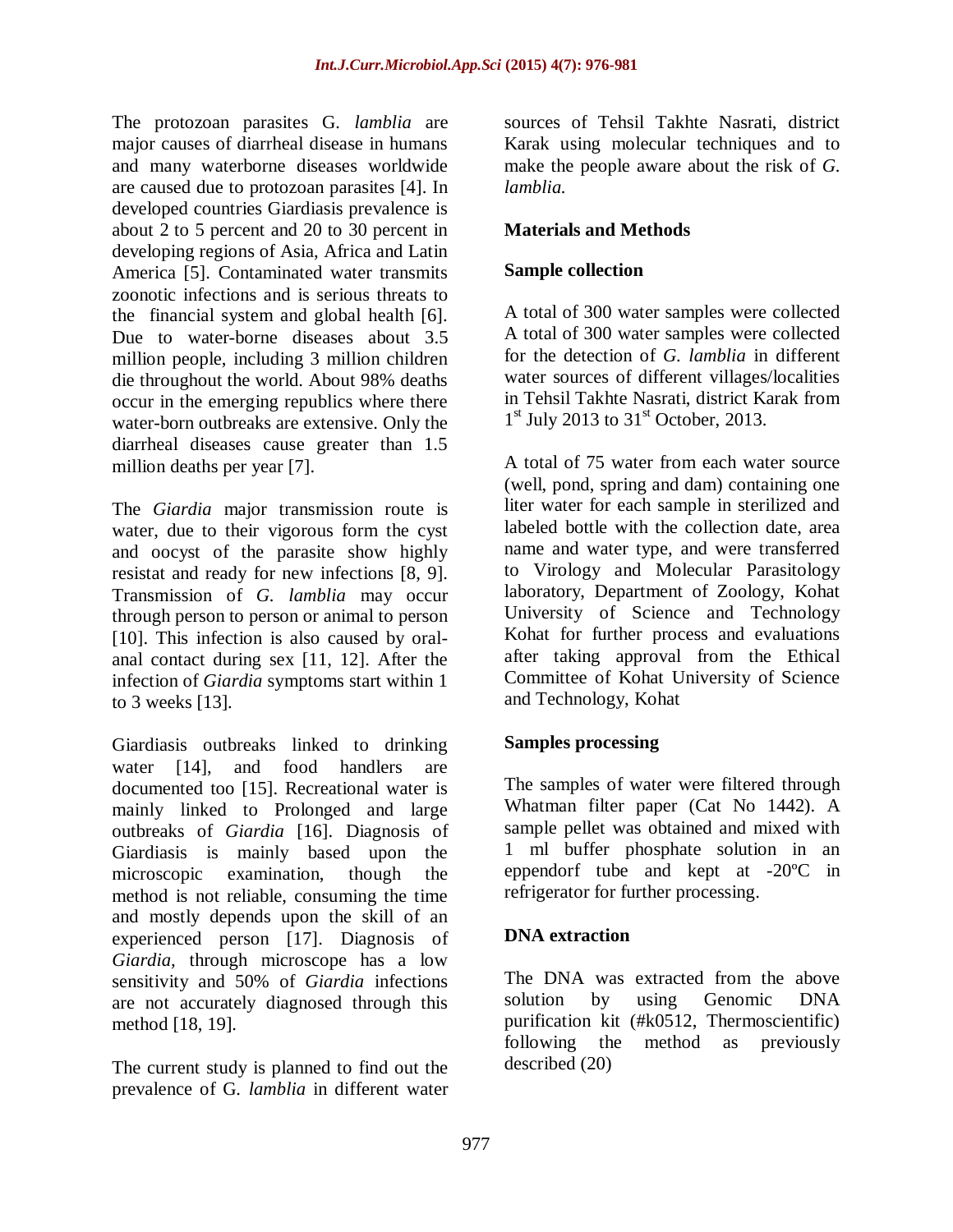The protozoan parasites G. *lamblia* are major causes of diarrheal disease in humans and many waterborne diseases worldwide are caused due to protozoan parasites [4]. In developed countries Giardiasis prevalence is about 2 to 5 percent and 20 to 30 percent in developing regions of Asia, Africa and Latin America [5]. Contaminated water transmits zoonotic infections and is serious threats to the financial system and global health [6]. Due to water-borne diseases about 3.5 million people, including 3 million children die throughout the world. About 98% deaths occur in the emerging republics where there water-born outbreaks are extensive. Only the diarrheal diseases cause greater than 1.5 million deaths per year [7].

The *Giardia* major transmission route is water, due to their vigorous form the cyst and oocyst of the parasite show highly resistat and ready for new infections [8, 9]. Transmission of *G. lamblia* may occur through person to person or animal to person [10]. This infection is also caused by oral-anal contact during sex [11, 12]. After the infection of *Giardia* symptoms start within 1 to 3 weeks [13].

Giardiasis outbreaks linked to drinking water [14], and food handlers are documented too [15]. Recreational water is mainly linked to Prolonged and large outbreaks of *Giardia* [16]. Diagnosis of Giardiasis is mainly based upon the microscopic examination, though the method is not reliable, consuming the time and mostly depends upon the skill of an experienced person [17]. Diagnosis of *Giardia*, through microscope has a low sensitivity and 50% of *Giardia* infections are not accurately diagnosed through this method [18, 19].

The current study is planned to find out the prevalence of G. *lamblia* in different water sources of Tehsil Takhte Nasrati, district Karak using molecular techniques and to make the people aware about the risk of *G. lamblia.*

## Materials and Methods

### Sample collection

A total of 300 water samples were collected A total of 300 water samples were collected for the detection of *G. lamblia* in different water sources of different villages/localities in Tehsil Takhte Nasrati, district Karak from 1st July 2013 to 31st October, 2013.

A total of 75 water from each water source (well, pond, spring and dam) containing one liter water for each sample in sterilized and labeled bottle with the collection date, area name and water type, and were transferred to Virology and Molecular Parasitology laboratory, Department of Zoology, Kohat University of Science and Technology Kohat for further process and evaluations after taking approval from the Ethical Committee of Kohat University of Science and Technology, Kohat

### Samples processing

The samples of water were filtered through Whatman filter paper (Cat No 1442). A sample pellet was obtained and mixed with 1 ml buffer phosphate solution in an eppendorf tube and kept at -20ºC in refrigerator for further processing.

### DNA extraction

The DNA was extracted from the above solution by using Genomic DNA purification kit (#k0512, Thermoscientific) following the method as previously described (20)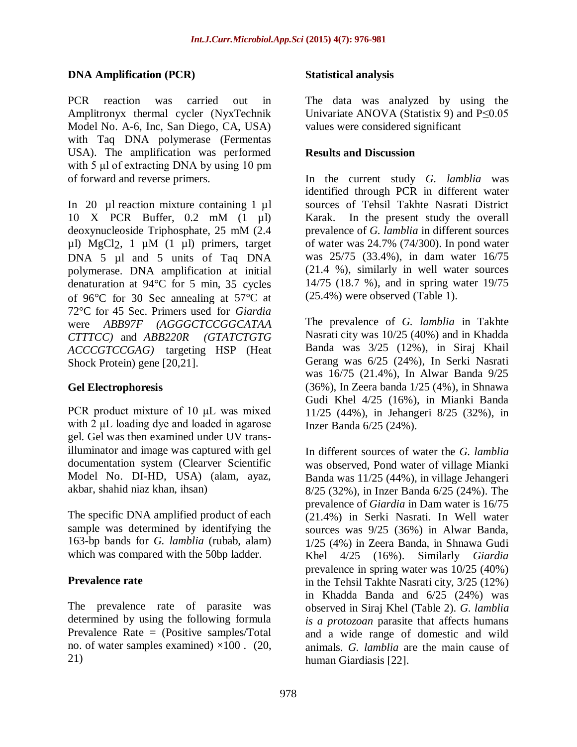### DNA Amplification (PCR)

PCR reaction was carried out in Amplitronyx thermal cycler (NyxTechnik Model No. A-6, Inc, San Diego, CA, USA) with Taq DNA polymerase (Fermentas USA). The amplification was performed with 5 µl of extracting DNA by using 10 pm of forward and reverse primers.

In 20 µl reaction mixture containing 1 µl 10 X PCR Buffer, 0.2 mM (1 µl) deoxynucleoside Triphosphate, 25 mM (2.4 µl) $MgCl_2$, 1 µM (1 µl) primers, target DNA 5 µl and 5 units of Taq DNA polymerase. DNA amplification at initial denaturation at 94°C for 5 min, 35 cycles of 96°C for 30 Sec annealing at 57°C at 72°C for 45 Sec. Primers used for *Giardia* were *ABB97F (AGGGCTCCGGCATAA CTTTCC)* and *ABB220R (GTATCTGTG ACCCGTCCGAG)* targeting HSP (Heat Shock Protein) gene [20,21].

### Gel Electrophoresis

PCR product mixture of 10 µL was mixed with 2 µL loading dye and loaded in agarose gel. Gel was then examined under UV trans-illuminator and image was captured with gel documentation system (Clearver Scientific Model No. DI-HD, USA) (alam, ayaz, akbar, shahid niaz khan, ihsan)

The specific DNA amplified product of each sample was determined by identifying the 163-bp bands for *G. lamblia* (rubab, alam) which was compared with the 50bp ladder.

### Prevalence rate

The prevalence rate of parasite was determined by using the following formula Prevalence Rate = (Positive samples/Total no. of water samples examined) ×100 . (20, 21)

### Statistical analysis

The data was analyzed by using the Univariate ANOVA (Statistix 9) and $P \leq 0.05$ values were considered significant

### Results and Discussion

In the current study *G. lamblia* was identified through PCR in different water sources of Tehsil Takhte Nasrati District Karak. In the present study the overall prevalence of *G. lamblia* in different sources of water was 24.7% (74/300). In pond water was 25/75 (33.4%), in dam water 16/75 (21.4 %), similarly in well water sources 14/75 (18.7 %), and in spring water 19/75 (25.4%) were observed (Table 1).

The prevalence of *G. lamblia* in Takhte Nasrati city was 10/25 (40%) and in Khadda Banda was 3/25 (12%), in Siraj Khail Gerang was 6/25 (24%), In Serki Nasrati was 16/75 (21.4%), In Alwar Banda 9/25 (36%), In Zeera banda 1/25 (4%), in Shnawa Gudi Khel 4/25 (16%), in Mianki Banda 11/25 (44%), in Jehangeri 8/25 (32%), in Inzer Banda 6/25 (24%).

In different sources of water the *G. lamblia* was observed, Pond water of village Mianki Banda was 11/25 (44%), in village Jehangeri 8/25 (32%), in Inzer Banda 6/25 (24%). The prevalence of *Giardia* in Dam water is 16/75 (21.4%) in Serki Nasrati. In Well water sources was 9/25 (36%) in Alwar Banda, 1/25 (4%) in Zeera Banda, in Shnawa Gudi Khel 4/25 (16%). Similarly *Giardia* prevalence in spring water was 10/25 (40%) in the Tehsil Takhte Nasrati city, 3/25 (12%) in Khadda Banda and 6/25 (24%) was observed in Siraj Khel (Table 2). *G. lamblia is a protozoan* parasite that affects humans and a wide range of domestic and wild animals. *G. lamblia* are the main cause of human Giardiasis [22].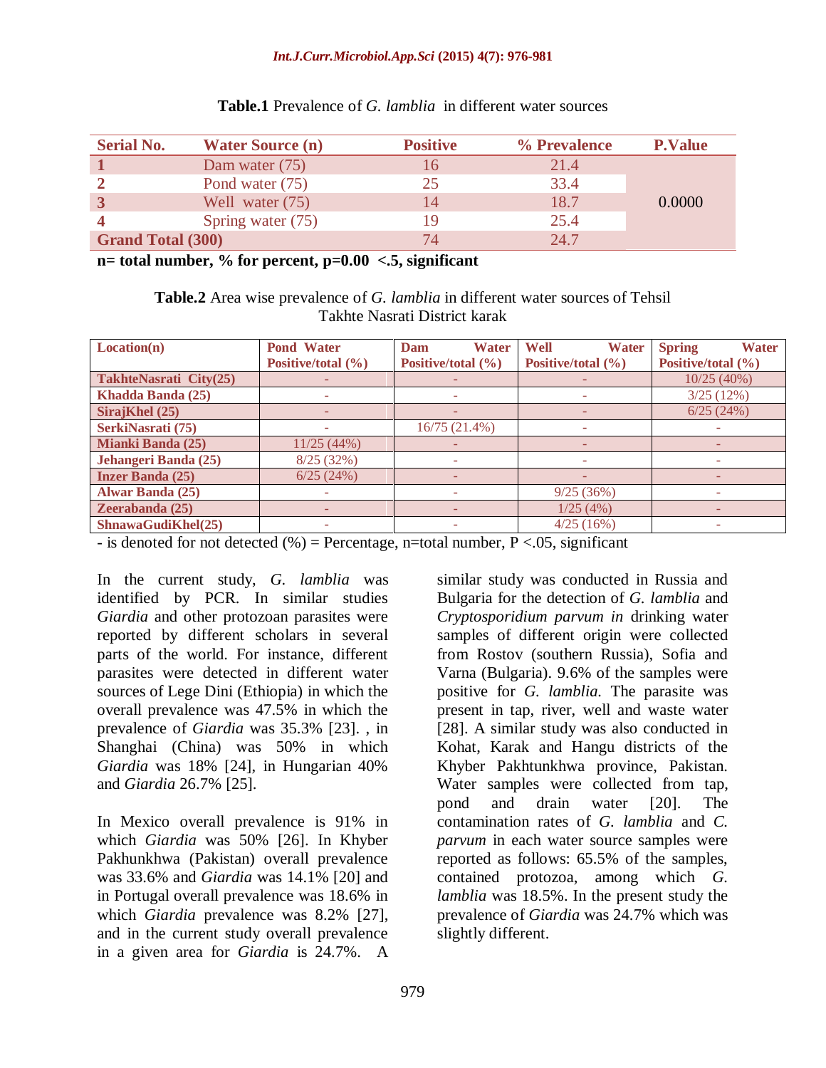**Table.1** Prevalence of *G. lamblia* in different water sources

| Serial No. | Water Source (n) | Positive | % Prevalence | P.Value |
|---|---|---|---|---|
| 1 | Dam water (75) | 16 | 21.4 | 0.0000 |
| 2 | Pond water (75) | 25 | 33.4 | |
| 3 | Well water (75) | 14 | 18.7 | |
| 4 | Spring water (75) | 19 | 25.4 | |
| Grand Total (300) | | 74 | 24.7 | |

**n= total number, % for percent, p=0.00 <.5, significant**

**Table.2** Area wise prevalence of *G. lamblia* in different water sources of Tehsil Takhte Nasrati District karak

| Location(n) | Pond Water Positive/total (%) | Dam Water Positive/total (%) | Well Water Positive/total (%) | Spring Water Positive/total (%) |
|---|---|---|---|---|
| TakhteNasrati City(25) | - | - | - | 10/25 (40%) |
| Khadda Banda (25) | - | - | - | 3/25 (12%) |
| SirajKhel (25) | - | - | - | 6/25 (24%) |
| SerkiNasrati (75) | - | 16/75 (21.4%) | - | - |
| Mianki Banda (25) | 11/25 (44%) | - | - | - |
| Jehangeri Banda (25) | 8/25 (32%) | - | - | - |
| Inzer Banda (25) | 6/25 (24%) | - | - | - |
| Alwar Banda (25) | - | - | 9/25 (36%) | - |
| Zeerabanda (25) | - | - | 1/25 (4%) | - |
| ShnawaGudiKhel(25) | - | - | 4/25 (16%) | - |

- is denoted for not detected (%) = Percentage, n=total number, P <.05, significant

In the current study, *G. lamblia* was identified by PCR. In similar studies *Giardia* and other protozoan parasites were reported by different scholars in several parts of the world. For instance, different parasites were detected in different water sources of Lege Dini (Ethiopia) in which the overall prevalence was 47.5% in which the prevalence of *Giardia* was 35.3% [23]. , in Shanghai (China) was 50% in which *Giardia* was 18% [24], in Hungarian 40% and *Giardia* 26.7% [25].

In Mexico overall prevalence is 91% in which *Giardia* was 50% [26]. In Khyber Pakhunkhwa (Pakistan) overall prevalence was 33.6% and *Giardia* was 14.1% [20] and in Portugal overall prevalence was 18.6% in which *Giardia* prevalence was 8.2% [27], and in the current study overall prevalence in a given area for *Giardia* is 24.7%. A similar study was conducted in Russia and Bulgaria for the detection of *G. lamblia* and *Cryptosporidium parvum in* drinking water samples of different origin were collected from Rostov (southern Russia), Sofia and Varna (Bulgaria). 9.6% of the samples were positive for *G. lamblia.* The parasite was present in tap, river, well and waste water [28]. A similar study was also conducted in Kohat, Karak and Hangu districts of the Khyber Pakhtunkhwa province, Pakistan. Water samples were collected from tap, pond and drain water [20]. The contamination rates of *G. lamblia* and *C. parvum* in each water source samples were reported as follows: 65.5% of the samples, contained protozoa, among which *G. lamblia* was 18.5%. In the present study the prevalence of *Giardia* was 24.7% which was slightly different.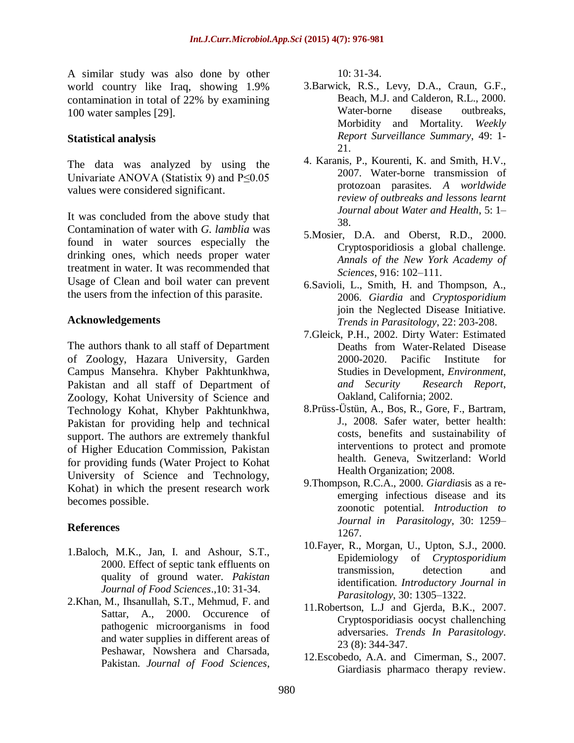A similar study was also done by other world country like Iraq, showing 1.9% contamination in total of 22% by examining 100 water samples [29].

## Statistical analysis

The data was analyzed by using the Univariate ANOVA (Statistix 9) and P≤0.05 values were considered significant.

It was concluded from the above study that Contamination of water with *G. lamblia* was found in water sources especially the drinking ones, which needs proper water treatment in water. It was recommended that Usage of Clean and boil water can prevent the users from the infection of this parasite.

## Acknowledgements

The authors thank to all staff of Department of Zoology, Hazara University, Garden Campus Mansehra. Khyber Pakhtunkhwa, Pakistan and all staff of Department of Zoology, Kohat University of Science and Technology Kohat, Khyber Pakhtunkhwa, Pakistan for providing help and technical support. The authors are extremely thankful of Higher Education Commission, Pakistan for providing funds (Water Project to Kohat University of Science and Technology, Kohat) in which the present research work becomes possible.

## References

1.Baloch, M.K., Jan, I. and Ashour, S.T., 2000. Effect of septic tank effluents on quality of ground water. *Pakistan Journal of Food Sciences*.,10: 31-34.

2.Khan, M., Ihsanullah, S.T., Mehmud, F. and Sattar, A., 2000. Occurence of pathogenic microorganisms in food and water supplies in different areas of Peshawar, Nowshera and Charsada, Pakistan. *Journal of Food Sciences*, 10: 31-34.

3.Barwick, R.S., Levy, D.A., Craun, G.F., Beach, M.J. and Calderon, R.L., 2000. Water-borne disease outbreaks, Morbidity and Mortality. *Weekly Report Surveillance Summary*, 49: 1-21.

4. Karanis, P., Kourenti, K. and Smith, H.V., 2007. Water-borne transmission of protozoan parasites. *A worldwide review of outbreaks and lessons learnt Journal about Water and Health*, 5: 1–38.

5.Mosier, D.A. and Oberst, R.D., 2000. Cryptosporidiosis a global challenge. *Annals of the New York Academy of Sciences*, 916: 102–111.

6.Savioli, L., Smith, H. and Thompson, A., 2006. *Giardia* and *Cryptosporidium* join the Neglected Disease Initiative. *Trends in Parasitology*, 22: 203-208.

7.Gleick, P.H., 2002. Dirty Water: Estimated Deaths from Water-Related Disease 2000-2020. Pacific Institute for Studies in Development, *Environment, and Security Research Report*, Oakland, California; 2002.

8.Prüss-Üstün, A., Bos, R., Gore, F., Bartram, J., 2008. Safer water, better health: costs, benefits and sustainability of interventions to protect and promote health. Geneva, Switzerland: World Health Organization; 2008.

9.Thompson, R.C.A., 2000. *Giardia*sis as a re-emerging infectious disease and its zoonotic potential. *Introduction to Journal in Parasitology*, 30: 1259–1267.

10.Fayer, R., Morgan, U., Upton, S.J., 2000. Epidemiology of *Cryptosporidium* transmission, detection and identification. *Introductory Journal in Parasitology*, 30: 1305–1322.

11.Robertson, L.J and Gjerda, B.K., 2007. Cryptosporidiasis oocyst challenching adversaries. *Trends In Parasitology*. 23 (8): 344-347.

12.Escobedo, A.A. and Cimerman, S., 2007. Giardiasis pharmaco therapy review.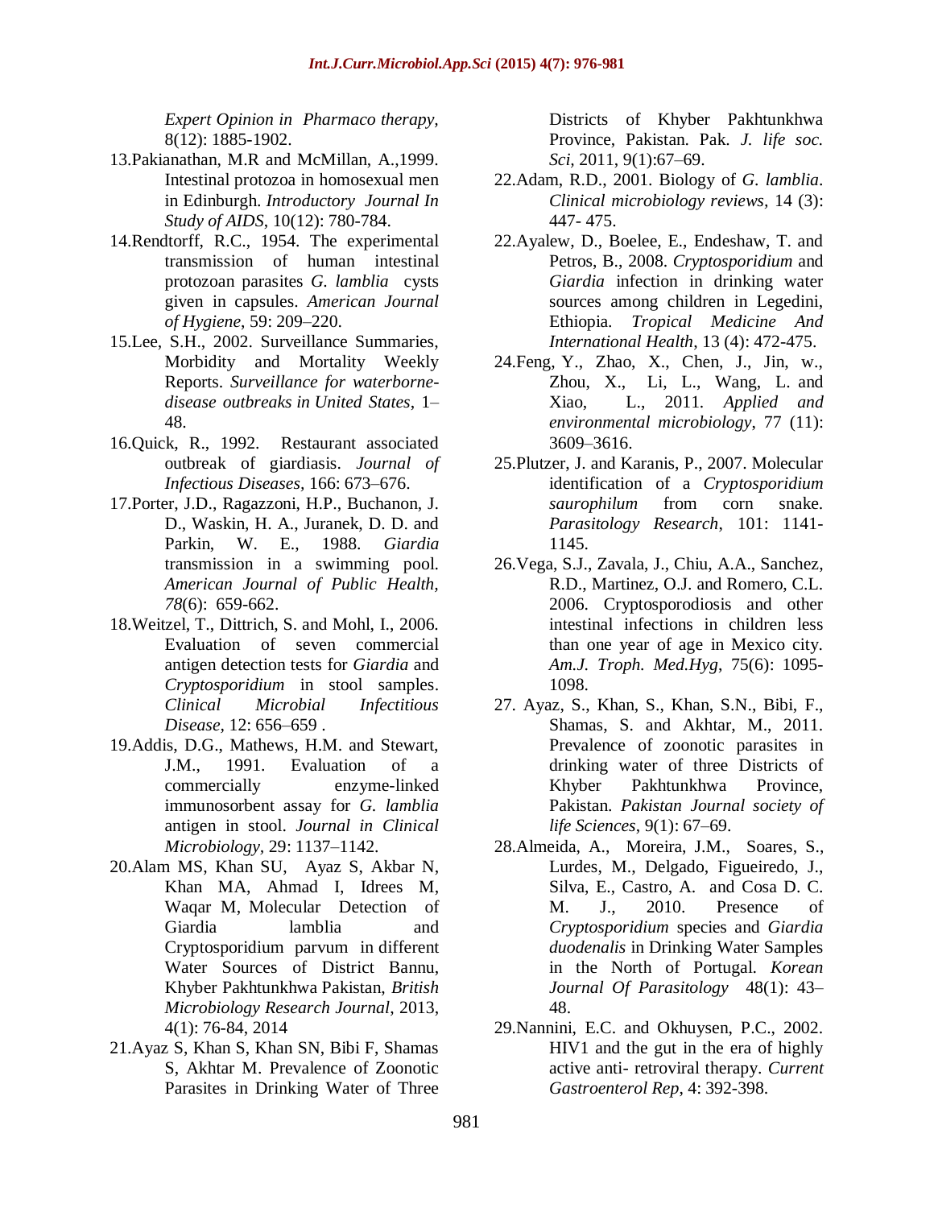*Expert Opinion in Pharmaco therapy*, 8(12): 1885-1902.

13.Pakianathan, M.R and McMillan, A.,1999. Intestinal protozoa in homosexual men in Edinburgh. *Introductory Journal In Study of AIDS*, 10(12): 780-784.

14.Rendtorff, R.C., 1954. The experimental transmission of human intestinal protozoan parasites *G. lamblia* cysts given in capsules. *American Journal of Hygiene*, 59: 209–220.

15.Lee, S.H., 2002. Surveillance Summaries, Morbidity and Mortality Weekly Reports. *Surveillance for waterborne-disease outbreaks in United States*, 1–48.

16.Quick, R., 1992. Restaurant associated outbreak of giardiasis. *Journal of Infectious Diseases*, 166: 673–676.

17.Porter, J.D., Ragazzoni, H.P., Buchanon, J. D., Waskin, H. A., Juranek, D. D. and Parkin, W. E., 1988. *Giardia* transmission in a swimming pool. *American Journal of Public Health, 78*(6): 659-662.

18.Weitzel, T., Dittrich, S. and Mohl, I., 2006. Evaluation of seven commercial antigen detection tests for *Giardia* and *Cryptosporidium* in stool samples. *Clinical Microbial Infectitious Disease,* 12: 656–659 .

19.Addis, D.G., Mathews, H.M. and Stewart, J.M., 1991. Evaluation of a commercially enzyme-linked immunosorbent assay for *G. lamblia* antigen in stool. *Journal in Clinical Microbiology*, 29: 1137–1142.

20.Alam MS, Khan SU, Ayaz S, Akbar N, Khan MA, Ahmad I, Idrees M, Waqar M, Molecular Detection of Giardia lamblia and Cryptosporidium parvum in different Water Sources of District Bannu, Khyber Pakhtunkhwa Pakistan, *British Microbiology Research Journal*, 2013, 4(1): 76-84, 2014

21.Ayaz S, Khan S, Khan SN, Bibi F, Shamas S, Akhtar M. Prevalence of Zoonotic Parasites in Drinking Water of Three Districts of Khyber Pakhtunkhwa Province, Pakistan. Pak. *J. life soc. Sci*, 2011, 9(1):67–69.

22.Adam, R.D., 2001. Biology of *G. lamblia*. *Clinical microbiology reviews*, 14 (3): 447- 475.

22.Ayalew, D., Boelee, E., Endeshaw, T. and Petros, B., 2008. *Cryptosporidium* and *Giardia* infection in drinking water sources among children in Legedini, Ethiopia. *Tropical Medicine And International Health*, 13 (4): 472-475.

24.Feng, Y., Zhao, X., Chen, J., Jin, w., Zhou, X., Li, L., Wang, L. and Xiao, L., 2011. *Applied and environmental microbiology*, 77 (11): 3609–3616.

25.Plutzer, J. and Karanis, P., 2007. Molecular identification of a *Cryptosporidium saurophilum* from corn snake. *Parasitology Research*, 101: 1141-1145.

26.Vega, S.J., Zavala, J., Chiu, A.A., Sanchez, R.D., Martinez, O.J. and Romero, C.L. 2006. Cryptosporodiosis and other intestinal infections in children less than one year of age in Mexico city. *Am.J. Troph. Med.Hyg*, 75(6): 1095-1098.

27. Ayaz, S., Khan, S., Khan, S.N., Bibi, F., Shamas, S. and Akhtar, M., 2011. Prevalence of zoonotic parasites in drinking water of three Districts of Khyber Pakhtunkhwa Province, Pakistan. *Pakistan Journal society of life Sciences*, 9(1): 67–69.

28.Almeida, A., Moreira, J.M., Soares, S., Lurdes, M., Delgado, Figueiredo, J., Silva, E., Castro, A. and Cosa D. C. M. J., 2010. Presence of *Cryptosporidium* species and *Giardia duodenalis* in Drinking Water Samples in the North of Portugal. *Korean Journal Of Parasitology* 48(1): 43–48.

29.Nannini, E.C. and Okhuysen, P.C., 2002. HIV1 and the gut in the era of highly active anti- retroviral therapy. *Current Gastroenterol Rep*, 4: 392-398.